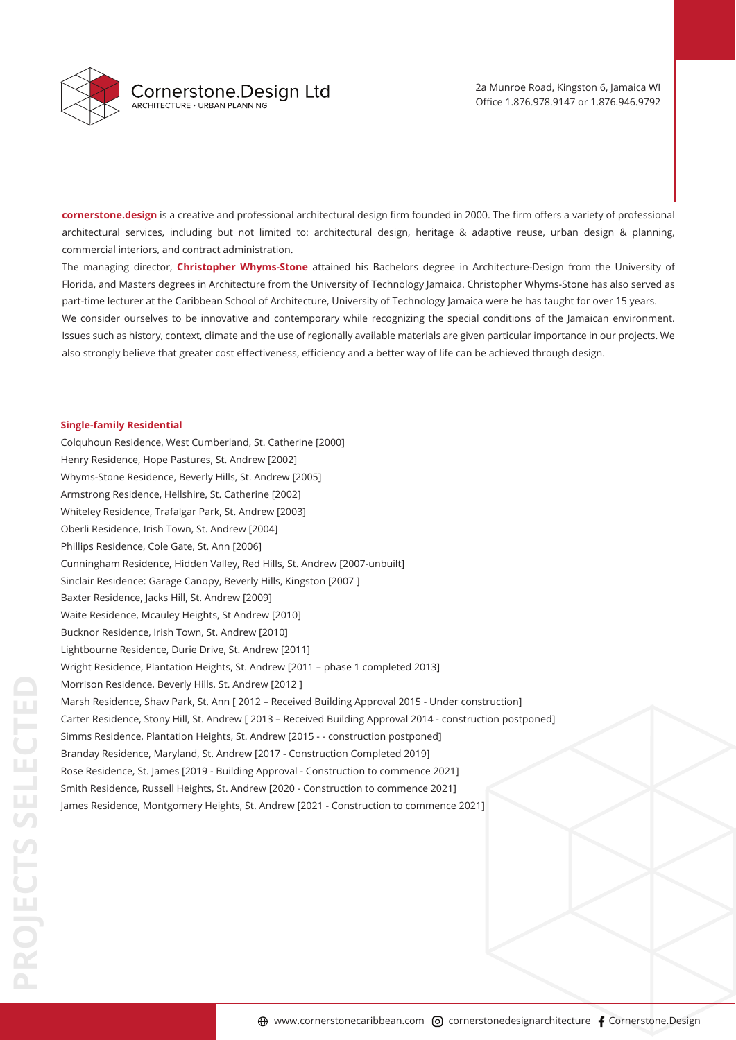# Cornerstone.Design Ltd

ARCHITECTURE • URBAN PLANNING

2a Munroe Road, Kingston 6, Jamaica WI
Office 1.876.978.9147 or 1.876.946.9792

**cornerstone.design** is a creative and professional architectural design firm founded in 2000. The firm offers a variety of professional architectural services, including but not limited to: architectural design, heritage & adaptive reuse, urban design & planning, commercial interiors, and contract administration.

The managing director, **Christopher Whyms-Stone** attained his Bachelors degree in Architecture-Design from the University of Florida, and Masters degrees in Architecture from the University of Technology Jamaica. Christopher Whyms-Stone has also served as part-time lecturer at the Caribbean School of Architecture, University of Technology Jamaica were he has taught for over 15 years.

We consider ourselves to be innovative and contemporary while recognizing the special conditions of the Jamaican environment. Issues such as history, context, climate and the use of regionally available materials are given particular importance in our projects. We also strongly believe that greater cost effectiveness, efficiency and a better way of life can be achieved through design.

## PROJECTS SELECTED

### Single-family Residential

Colquhoun Residence, West Cumberland, St. Catherine [2000]
Henry Residence, Hope Pastures, St. Andrew [2002]
Whyms-Stone Residence, Beverly Hills, St. Andrew [2005]
Armstrong Residence, Hellshire, St. Catherine [2002]
Whiteley Residence, Trafalgar Park, St. Andrew [2003]
Oberli Residence, Irish Town, St. Andrew [2004]
Phillips Residence, Cole Gate, St. Ann [2006]
Cunningham Residence, Hidden Valley, Red Hills, St. Andrew [2007-unbuilt]
Sinclair Residence: Garage Canopy, Beverly Hills, Kingston [2007 ]
Baxter Residence, Jacks Hill, St. Andrew [2009]
Waite Residence, Mcauley Heights, St Andrew [2010]
Bucknor Residence, Irish Town, St. Andrew [2010]
Lightbourne Residence, Durie Drive, St. Andrew [2011]
Wright Residence, Plantation Heights, St. Andrew [2011 – phase 1 completed 2013]
Morrison Residence, Beverly Hills, St. Andrew [2012 ]
Marsh Residence, Shaw Park, St. Ann [ 2012 – Received Building Approval 2015 - Under construction]
Carter Residence, Stony Hill, St. Andrew [ 2013 – Received Building Approval 2014 - construction postponed]
Simms Residence, Plantation Heights, St. Andrew [2015 - - construction postponed]
Branday Residence, Maryland, St. Andrew [2017 - Construction Completed 2019]
Rose Residence, St. James [2019 - Building Approval - Construction to commence 2021]
Smith Residence, Russell Heights, St. Andrew [2020 - Construction to commence 2021]
James Residence, Montgomery Heights, St. Andrew [2021 - Construction to commence 2021]

www.cornerstonecaribbean.com | cornerstonedesignarchitecture | Cornerstone.Design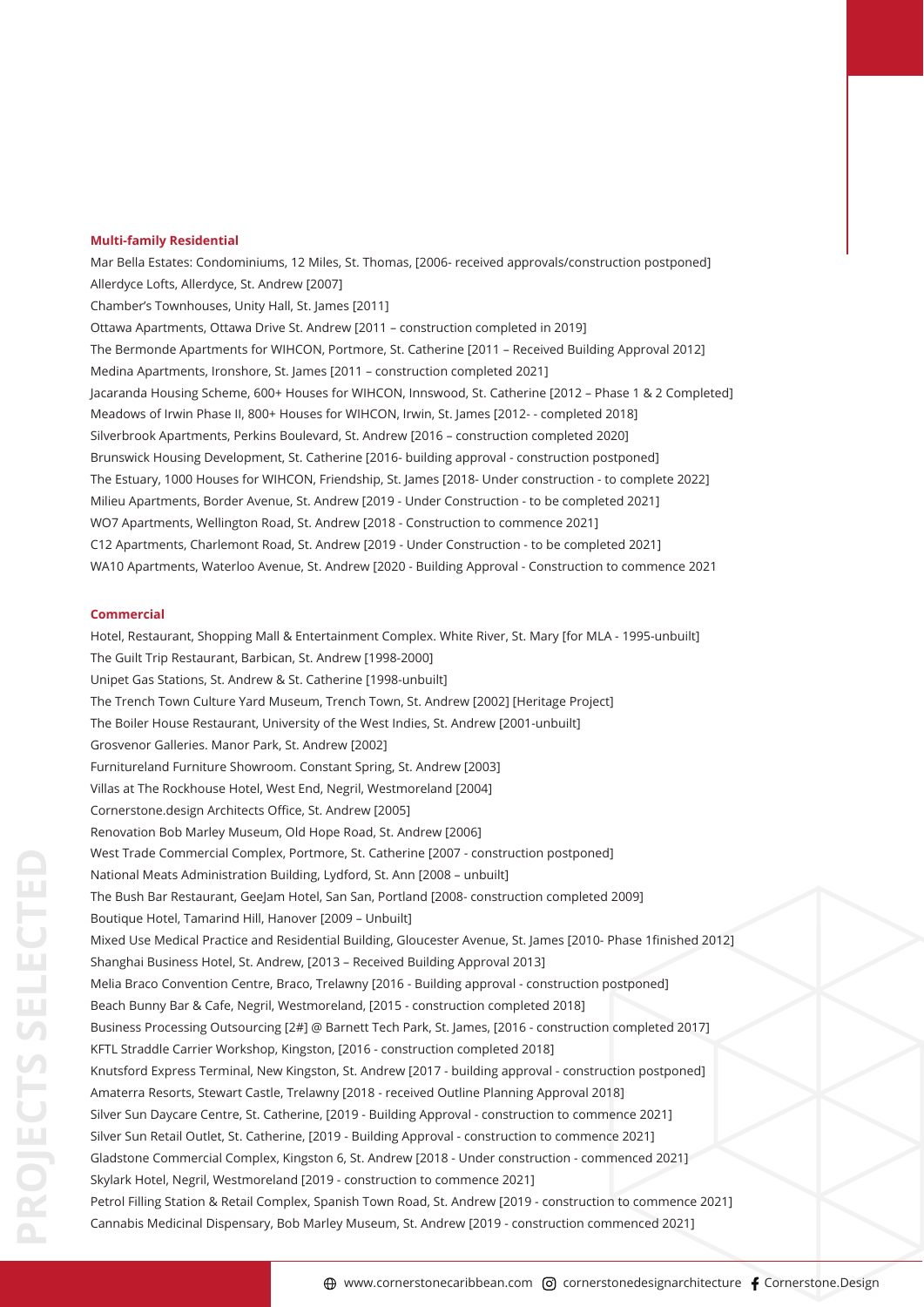PROJECTS SELECTED

## Multi-family Residential

Mar Bella Estates: Condominiums, 12 Miles, St. Thomas, [2006- received approvals/construction postponed]
Allerdyce Lofts, Allerdyce, St. Andrew [2007]
Chamber's Townhouses, Unity Hall, St. James [2011]
Ottawa Apartments, Ottawa Drive St. Andrew [2011 – construction completed in 2019]
The Bermonde Apartments for WIHCON, Portmore, St. Catherine [2011 – Received Building Approval 2012]
Medina Apartments, Ironshore, St. James [2011 – construction completed 2021]
Jacaranda Housing Scheme, 600+ Houses for WIHCON, Innswood, St. Catherine [2012 – Phase 1 & 2 Completed]
Meadows of Irwin Phase II, 800+ Houses for WIHCON, Irwin, St. James [2012- - completed 2018]
Silverbrook Apartments, Perkins Boulevard, St. Andrew [2016 – construction completed 2020]
Brunswick Housing Development, St. Catherine [2016- building approval - construction postponed]
The Estuary, 1000 Houses for WIHCON, Friendship, St. James [2018- Under construction - to complete 2022]
Milieu Apartments, Border Avenue, St. Andrew [2019 - Under Construction - to be completed 2021]
WO7 Apartments, Wellington Road, St. Andrew [2018 - Construction to commence 2021]
C12 Apartments, Charlemont Road, St. Andrew [2019 - Under Construction - to be completed 2021]
WA10 Apartments, Waterloo Avenue, St. Andrew [2020 - Building Approval - Construction to commence 2021

## Commercial

Hotel, Restaurant, Shopping Mall & Entertainment Complex. White River, St. Mary [for MLA - 1995-unbuilt]
The Guilt Trip Restaurant, Barbican, St. Andrew [1998-2000]
Unipet Gas Stations, St. Andrew & St. Catherine [1998-unbuilt]
The Trench Town Culture Yard Museum, Trench Town, St. Andrew [2002] [Heritage Project]
The Boiler House Restaurant, University of the West Indies, St. Andrew [2001-unbuilt]
Grosvenor Galleries. Manor Park, St. Andrew [2002]
Furnitureland Furniture Showroom. Constant Spring, St. Andrew [2003]
Villas at The Rockhouse Hotel, West End, Negril, Westmoreland [2004]
Cornerstone.design Architects Office, St. Andrew [2005]
Renovation Bob Marley Museum, Old Hope Road, St. Andrew [2006]
West Trade Commercial Complex, Portmore, St. Catherine [2007 - construction postponed]
National Meats Administration Building, Lydford, St. Ann [2008 – unbuilt]
The Bush Bar Restaurant, GeeJam Hotel, San San, Portland [2008- construction completed 2009]
Boutique Hotel, Tamarind Hill, Hanover [2009 – Unbuilt]
Mixed Use Medical Practice and Residential Building, Gloucester Avenue, St. James [2010- Phase 1finished 2012]
Shanghai Business Hotel, St. Andrew, [2013 – Received Building Approval 2013]
Melia Braco Convention Centre, Braco, Trelawny [2016 - Building approval - construction postponed]
Beach Bunny Bar & Cafe, Negril, Westmoreland, [2015 - construction completed 2018]
Business Processing Outsourcing [2#] @ Barnett Tech Park, St. James, [2016 - construction completed 2017]
KFTL Straddle Carrier Workshop, Kingston, [2016 - construction completed 2018]
Knutsford Express Terminal, New Kingston, St. Andrew [2017 - building approval - construction postponed]
Amaterra Resorts, Stewart Castle, Trelawny [2018 - received Outline Planning Approval 2018]
Silver Sun Daycare Centre, St. Catherine, [2019 - Building Approval - construction to commence 2021]
Silver Sun Retail Outlet, St. Catherine, [2019 - Building Approval - construction to commence 2021]
Gladstone Commercial Complex, Kingston 6, St. Andrew [2018 - Under construction - commenced 2021]
Skylark Hotel, Negril, Westmoreland [2019 - construction to commence 2021]
Petrol Filling Station & Retail Complex, Spanish Town Road, St. Andrew [2019 - construction to commence 2021]
Cannabis Medicinal Dispensary, Bob Marley Museum, St. Andrew [2019 - construction commenced 2021]

www.cornerstonecaribbean.com cornerstonedesignarchitecture Cornerstone.Design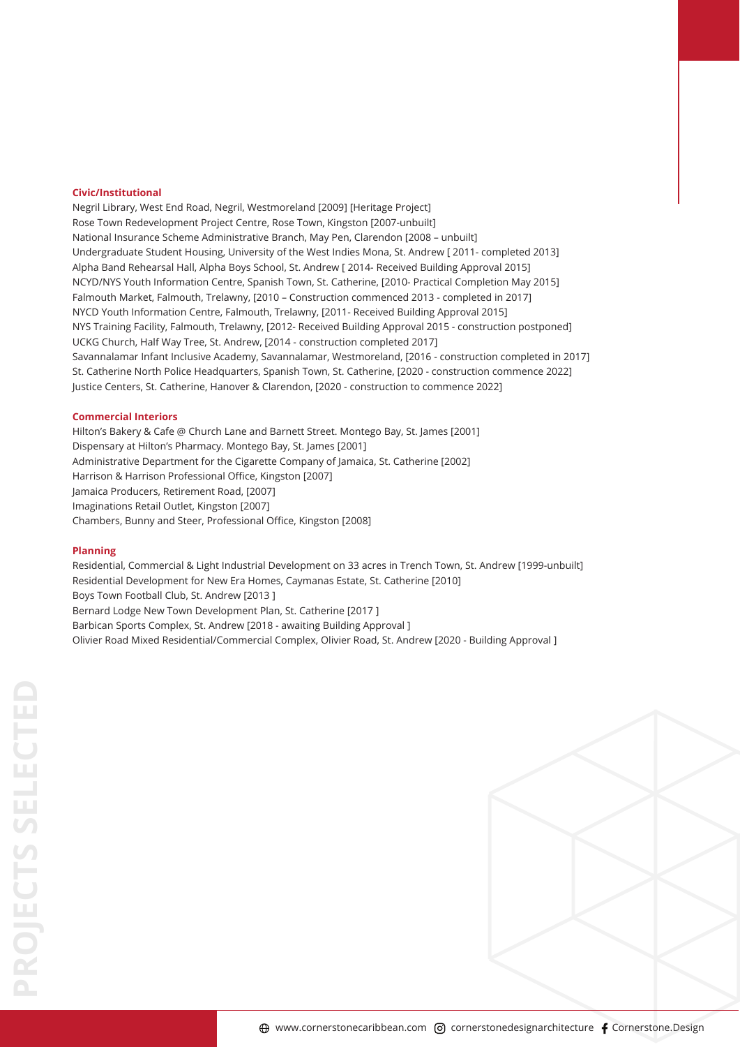### Civic/Institutional

Negril Library, West End Road, Negril, Westmoreland [2009] [Heritage Project]
Rose Town Redevelopment Project Centre, Rose Town, Kingston [2007-unbuilt]
National Insurance Scheme Administrative Branch, May Pen, Clarendon [2008 – unbuilt]
Undergraduate Student Housing, University of the West Indies Mona, St. Andrew [ 2011- completed 2013]
Alpha Band Rehearsal Hall, Alpha Boys School, St. Andrew [ 2014- Received Building Approval 2015]
NCYD/NYS Youth Information Centre, Spanish Town, St. Catherine, [2010- Practical Completion May 2015]
Falmouth Market, Falmouth, Trelawny, [2010 – Construction commenced 2013 - completed in 2017]
NYCD Youth Information Centre, Falmouth, Trelawny, [2011- Received Building Approval 2015]
NYS Training Facility, Falmouth, Trelawny, [2012- Received Building Approval 2015 - construction postponed]
UCKG Church, Half Way Tree, St. Andrew, [2014 - construction completed 2017]
Savannalamar Infant Inclusive Academy, Savannalamar, Westmoreland, [2016 - construction completed in 2017]
St. Catherine North Police Headquarters, Spanish Town, St. Catherine, [2020 - construction commence 2022]
Justice Centers, St. Catherine, Hanover & Clarendon, [2020 - construction to commence 2022]

### Commercial Interiors

Hilton's Bakery & Cafe @ Church Lane and Barnett Street. Montego Bay, St. James [2001]
Dispensary at Hilton's Pharmacy. Montego Bay, St. James [2001]
Administrative Department for the Cigarette Company of Jamaica, St. Catherine [2002]
Harrison & Harrison Professional Office, Kingston [2007]
Jamaica Producers, Retirement Road, [2007]
Imaginations Retail Outlet, Kingston [2007]
Chambers, Bunny and Steer, Professional Office, Kingston [2008]

### Planning

Residential, Commercial & Light Industrial Development on 33 acres in Trench Town, St. Andrew [1999-unbuilt]
Residential Development for New Era Homes, Caymanas Estate, St. Catherine [2010]
Boys Town Football Club, St. Andrew [2013 ]
Bernard Lodge New Town Development Plan, St. Catherine [2017 ]
Barbican Sports Complex, St. Andrew [2018 - awaiting Building Approval ]
Olivier Road Mixed Residential/Commercial Complex, Olivier Road, St. Andrew [2020 - Building Approval ]

PROJECTS SELECTED